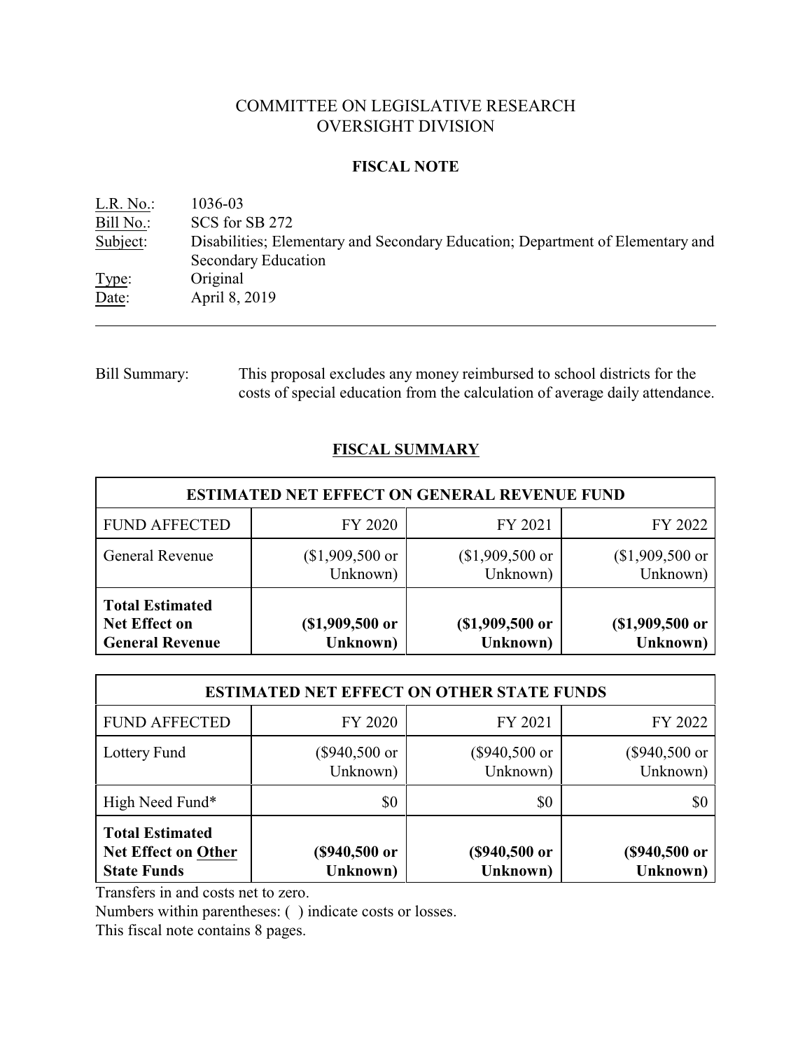# COMMITTEE ON LEGISLATIVE RESEARCH
# OVERSIGHT DIVISION

## FISCAL NOTE

L.R. No.: 1036-03
Bill No.: SCS for SB 272
Subject: Disabilities; Elementary and Secondary Education; Department of Elementary and Secondary Education
Type: Original
Date: April 8, 2019

---

Bill Summary: This proposal excludes any money reimbursed to school districts for the costs of special education from the calculation of average daily attendance.

## FISCAL SUMMARY

| ESTIMATED NET EFFECT ON GENERAL REVENUE FUND | | | |
|---|---|---|---|
| FUND AFFECTED | FY 2020 | FY 2021 | FY 2022 |
| General Revenue | ($1,909,500 or Unknown) | ($1,909,500 or Unknown) | ($1,909,500 or Unknown) |
| **Total Estimated Net Effect on General Revenue** | **($1,909,500 or Unknown)** | **($1,909,500 or Unknown)** | **($1,909,500 or Unknown)** |

| ESTIMATED NET EFFECT ON OTHER STATE FUNDS | | | |
|---|---|---|---|
| FUND AFFECTED | FY 2020 | FY 2021 | FY 2022 |
| Lottery Fund | ($940,500 or Unknown) | ($940,500 or Unknown) | ($940,500 or Unknown) |
| High Need Fund* | $0 | $0 | $0 |
| **Total Estimated Net Effect on Other State Funds** | **($940,500 or Unknown)** | **($940,500 or Unknown)** | **($940,500 or Unknown)** |

Transfers in and costs net to zero.

Numbers within parentheses: ( ) indicate costs or losses.

This fiscal note contains 8 pages.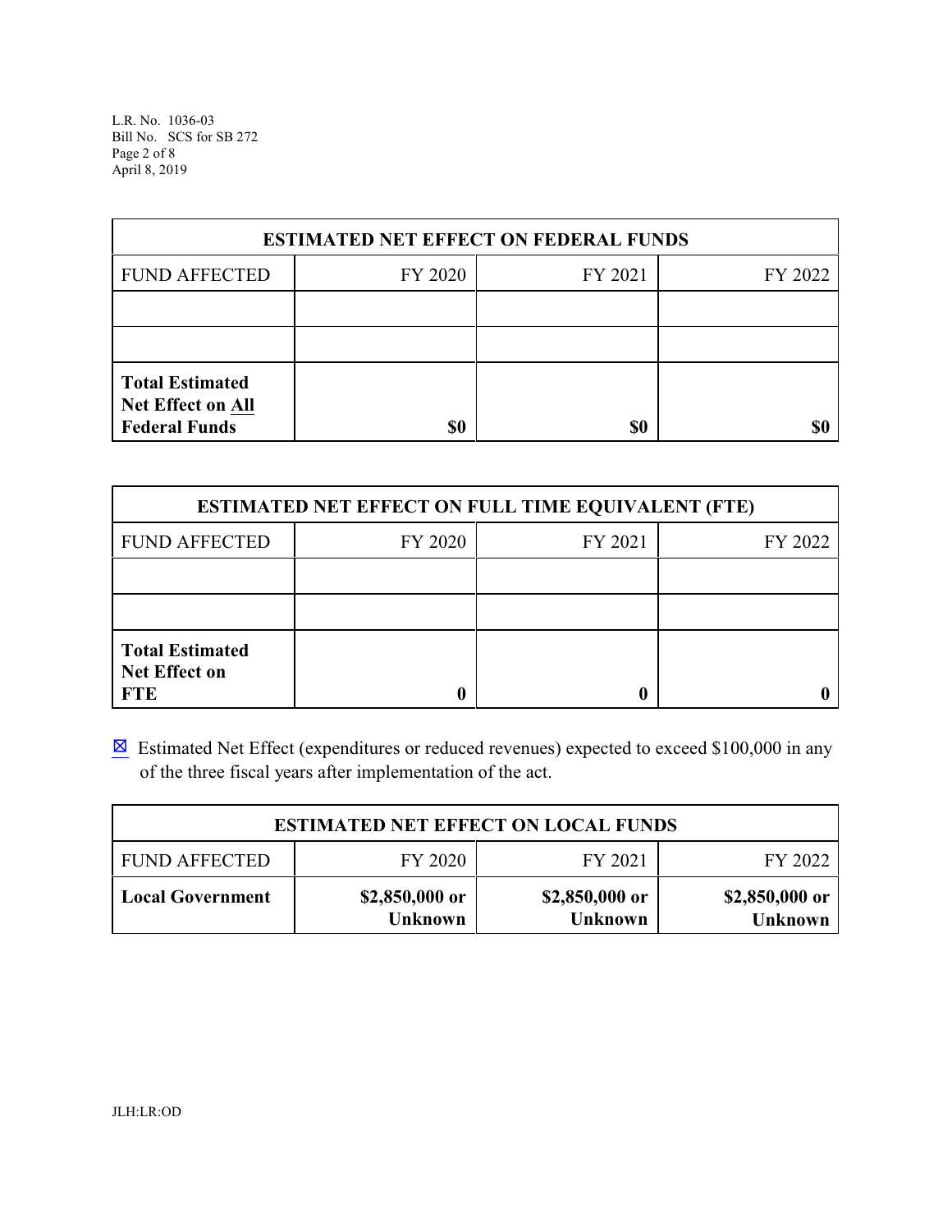| ESTIMATED NET EFFECT ON FEDERAL FUNDS | | | |
|---|---|---|---|
| FUND AFFECTED | FY 2020 | FY 2021 | FY 2022 |
| | | | |
| | | | |
| **Total Estimated Net Effect on All Federal Funds** | **$0** | **$0** | **$0** |

| ESTIMATED NET EFFECT ON FULL TIME EQUIVALENT (FTE) | | | |
|---|---|---|---|
| FUND AFFECTED | FY 2020 | FY 2021 | FY 2022 |
| | | | |
| | | | |
| **Total Estimated Net Effect on FTE** | **0** | **0** | **0** |

☒ Estimated Net Effect (expenditures or reduced revenues) expected to exceed $100,000 in any of the three fiscal years after implementation of the act.

| ESTIMATED NET EFFECT ON LOCAL FUNDS | | | |
|---|---|---|---|
| FUND AFFECTED | FY 2020 | FY 2021 | FY 2022 |
| **Local Government** | **$2,850,000 or Unknown** | **$2,850,000 or Unknown** | **$2,850,000 or Unknown** |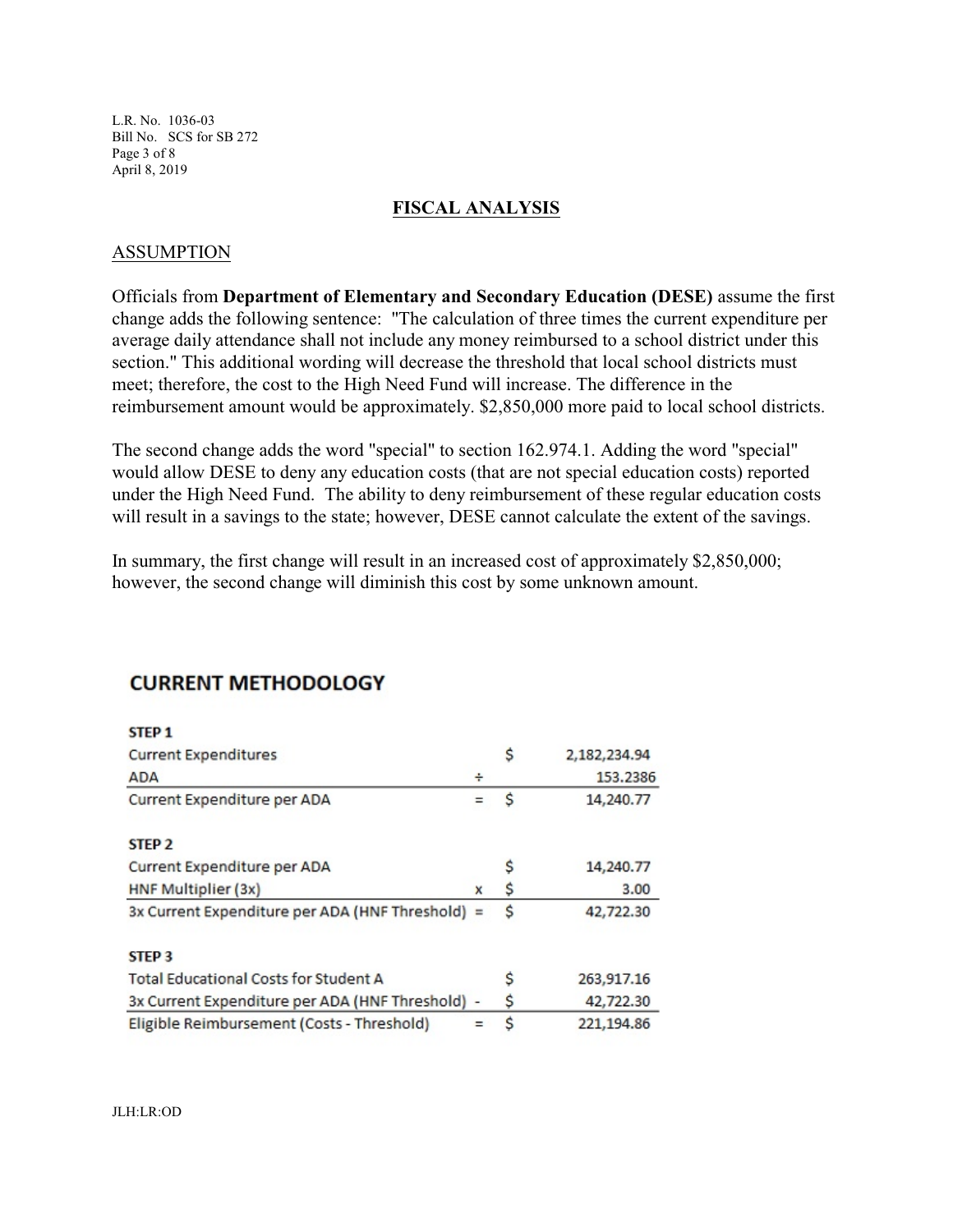## FISCAL ANALYSIS

### ASSUMPTION

Officials from **Department of Elementary and Secondary Education (DESE)** assume the first change adds the following sentence: "The calculation of three times the current expenditure per average daily attendance shall not include any money reimbursed to a school district under this section." This additional wording will decrease the threshold that local school districts must meet; therefore, the cost to the High Need Fund will increase. The difference in the reimbursement amount would be approximately. $2,850,000 more paid to local school districts.

The second change adds the word "special" to section 162.974.1. Adding the word "special" would allow DESE to deny any education costs (that are not special education costs) reported under the High Need Fund. The ability to deny reimbursement of these regular education costs will result in a savings to the state; however, DESE cannot calculate the extent of the savings.

In summary, the first change will result in an increased cost of approximately $2,850,000; however, the second change will diminish this cost by some unknown amount.

**CURRENT METHODOLOGY**

**STEP 1**

| | | | |
|---|---|---|---|
| Current Expenditures | | $ | 2,182,234.94 |
| ADA | ÷ | | 153.2386 |
| Current Expenditure per ADA | = | $ | 14,240.77 |

**STEP 2**

| | | | |
|---|---|---|---|
| Current Expenditure per ADA | | $ | 14,240.77 |
| HNF Multiplier (3x) | x | $ | 3.00 |
| 3x Current Expenditure per ADA (HNF Threshold) | = | $ | 42,722.30 |

**STEP 3**

| | | | |
|---|---|---|---|
| Total Educational Costs for Student A | | $ | 263,917.16 |
| 3x Current Expenditure per ADA (HNF Threshold) | - | $ | 42,722.30 |
| Eligible Reimbursement (Costs - Threshold) | = | $ | 221,194.86 |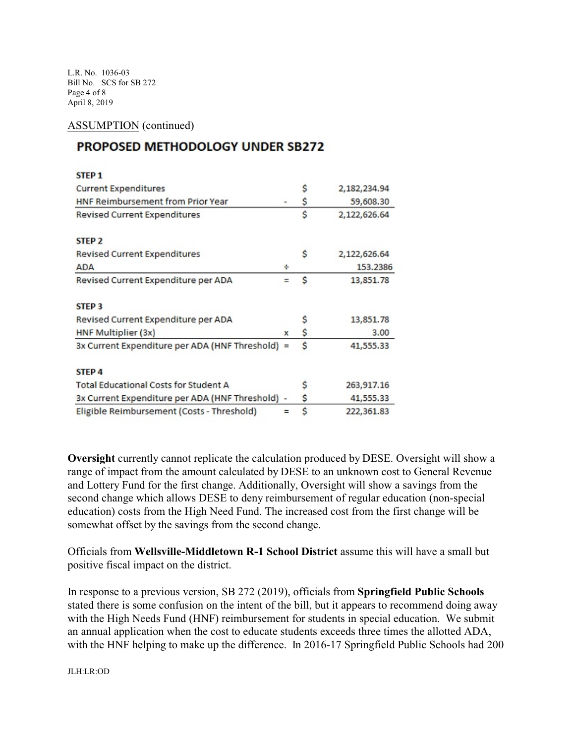ASSUMPTION (continued)

## PROPOSED METHODOLOGY UNDER SB272

| | | | |
|---|---|---|---|
| **STEP 1** | | | |
| Current Expenditures | | $ | 2,182,234.94 |
| HNF Reimbursement from Prior Year | - | $ | 59,608.30 |
| Revised Current Expenditures | | $ | 2,122,626.64 |
| **STEP 2** | | | |
| Revised Current Expenditures | | $ | 2,122,626.64 |
| ADA | ÷ | | 153.2386 |
| Revised Current Expenditure per ADA | = | $ | 13,851.78 |
| **STEP 3** | | | |
| Revised Current Expenditure per ADA | | $ | 13,851.78 |
| HNF Multiplier (3x) | x | $ | 3.00 |
| 3x Current Expenditure per ADA (HNF Threshold) | = | $ | 41,555.33 |
| **STEP 4** | | | |
| Total Educational Costs for Student A | | $ | 263,917.16 |
| 3x Current Expenditure per ADA (HNF Threshold) | - | $ | 41,555.33 |
| Eligible Reimbursement (Costs - Threshold) | = | $ | 222,361.83 |

**Oversight** currently cannot replicate the calculation produced by DESE. Oversight will show a range of impact from the amount calculated by DESE to an unknown cost to General Revenue and Lottery Fund for the first change. Additionally, Oversight will show a savings from the second change which allows DESE to deny reimbursement of regular education (non-special education) costs from the High Need Fund. The increased cost from the first change will be somewhat offset by the savings from the second change.

Officials from **Wellsville-Middletown R-1 School District** assume this will have a small but positive fiscal impact on the district.

In response to a previous version, SB 272 (2019), officials from **Springfield Public Schools** stated there is some confusion on the intent of the bill, but it appears to recommend doing away with the High Needs Fund (HNF) reimbursement for students in special education. We submit an annual application when the cost to educate students exceeds three times the allotted ADA, with the HNF helping to make up the difference. In 2016-17 Springfield Public Schools had 200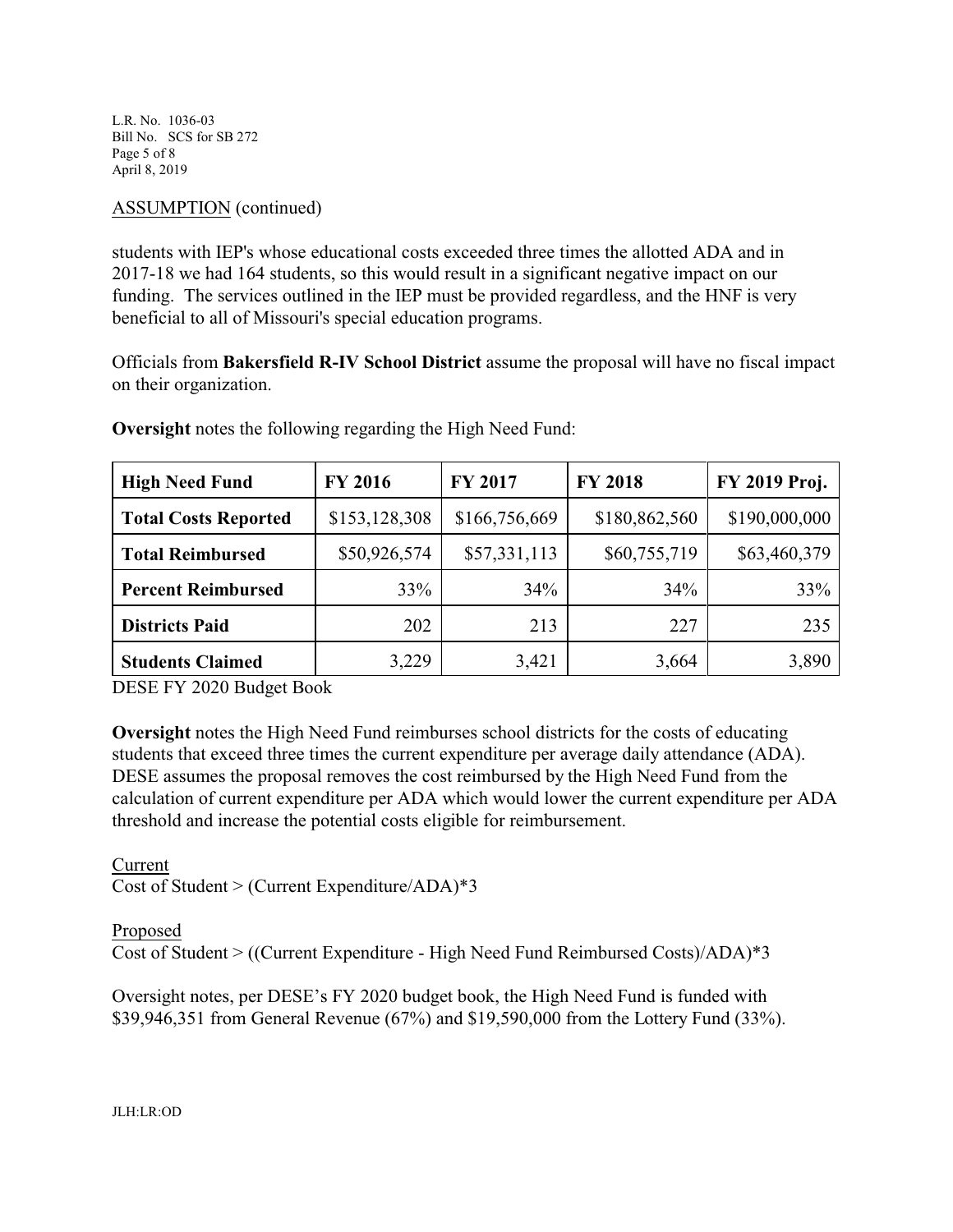ASSUMPTION (continued)

students with IEP's whose educational costs exceeded three times the allotted ADA and in 2017-18 we had 164 students, so this would result in a significant negative impact on our funding. The services outlined in the IEP must be provided regardless, and the HNF is very beneficial to all of Missouri's special education programs.

Officials from **Bakersfield R-IV School District** assume the proposal will have no fiscal impact on their organization.

**Oversight** notes the following regarding the High Need Fund:

| High Need Fund | FY 2016 | FY 2017 | FY 2018 | FY 2019 Proj. |
|---|---|---|---|---|
| **Total Costs Reported** | $153,128,308 | $166,756,669 | $180,862,560 | $190,000,000 |
| **Total Reimbursed** | $50,926,574 | $57,331,113 | $60,755,719 | $63,460,379 |
| **Percent Reimbursed** | 33% | 34% | 34% | 33% |
| **Districts Paid** | 202 | 213 | 227 | 235 |
| **Students Claimed** | 3,229 | 3,421 | 3,664 | 3,890 |

DESE FY 2020 Budget Book

**Oversight** notes the High Need Fund reimburses school districts for the costs of educating students that exceed three times the current expenditure per average daily attendance (ADA). DESE assumes the proposal removes the cost reimbursed by the High Need Fund from the calculation of current expenditure per ADA which would lower the current expenditure per ADA threshold and increase the potential costs eligible for reimbursement.

Current
Cost of Student > (Current Expenditure/ADA)*3

Proposed
Cost of Student > ((Current Expenditure - High Need Fund Reimbursed Costs)/ADA)*3

Oversight notes, per DESE's FY 2020 budget book, the High Need Fund is funded with $39,946,351 from General Revenue (67%) and $19,590,000 from the Lottery Fund (33%).

JLH:LR:OD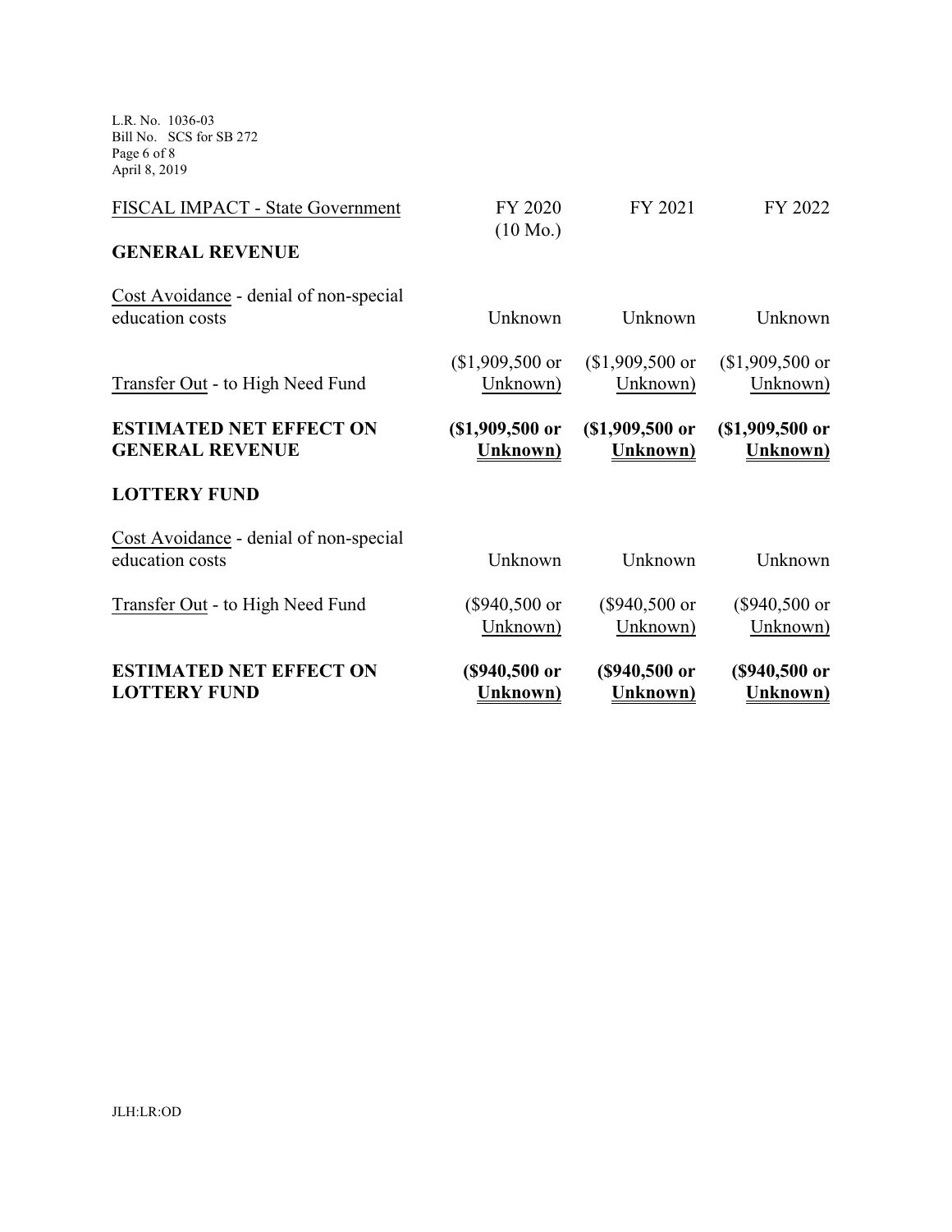| FISCAL IMPACT - State Government | FY 2020 (10 Mo.) | FY 2021 | FY 2022 |
|---|---|---|---|
| **GENERAL REVENUE** | | | |
| Cost Avoidance - denial of non-special education costs | Unknown | Unknown | Unknown |
| Transfer Out - to High Need Fund | ($1,909,500 or Unknown) | ($1,909,500 or Unknown) | ($1,909,500 or Unknown) |
| **ESTIMATED NET EFFECT ON GENERAL REVENUE** | **($1,909,500 or Unknown)** | **($1,909,500 or Unknown)** | **($1,909,500 or Unknown)** |
| **LOTTERY FUND** | | | |
| Cost Avoidance - denial of non-special education costs | Unknown | Unknown | Unknown |
| Transfer Out - to High Need Fund | ($940,500 or Unknown) | ($940,500 or Unknown) | ($940,500 or Unknown) |
| **ESTIMATED NET EFFECT ON LOTTERY FUND** | **($940,500 or Unknown)** | **($940,500 or Unknown)** | **($940,500 or Unknown)** |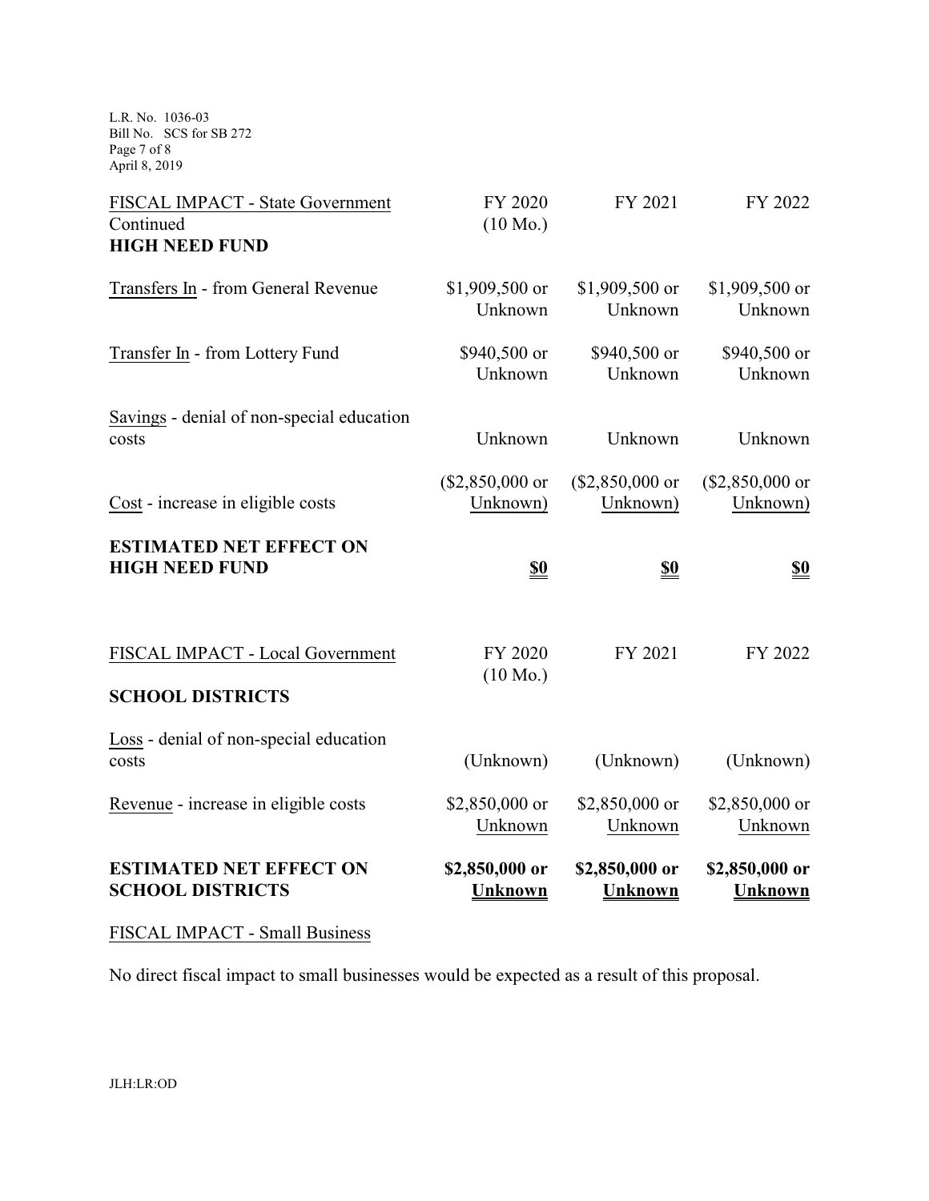| FISCAL IMPACT - State Government Continued **HIGH NEED FUND** | FY 2020 (10 Mo.) | FY 2021 | FY 2022 |
|---|---|---|---|
| Transfers In - from General Revenue | \$1,909,500 or Unknown | \$1,909,500 or Unknown | \$1,909,500 or Unknown |
| Transfer In - from Lottery Fund | \$940,500 or Unknown | \$940,500 or Unknown | \$940,500 or Unknown |
| Savings - denial of non-special education costs | Unknown | Unknown | Unknown |
| Cost - increase in eligible costs | (\$2,850,000 or Unknown) | (\$2,850,000 or Unknown) | (\$2,850,000 or Unknown) |
| **ESTIMATED NET EFFECT ON HIGH NEED FUND** | **\$0** | **\$0** | **\$0** |

| FISCAL IMPACT - Local Government **SCHOOL DISTRICTS** | FY 2020 (10 Mo.) | FY 2021 | FY 2022 |
|---|---|---|---|
| Loss - denial of non-special education costs | (Unknown) | (Unknown) | (Unknown) |
| Revenue - increase in eligible costs | \$2,850,000 or Unknown | \$2,850,000 or Unknown | \$2,850,000 or Unknown |
| **ESTIMATED NET EFFECT ON SCHOOL DISTRICTS** | **\$2,850,000 or Unknown** | **\$2,850,000 or Unknown** | **\$2,850,000 or Unknown** |

FISCAL IMPACT - Small Business

No direct fiscal impact to small businesses would be expected as a result of this proposal.

JLH:LR:OD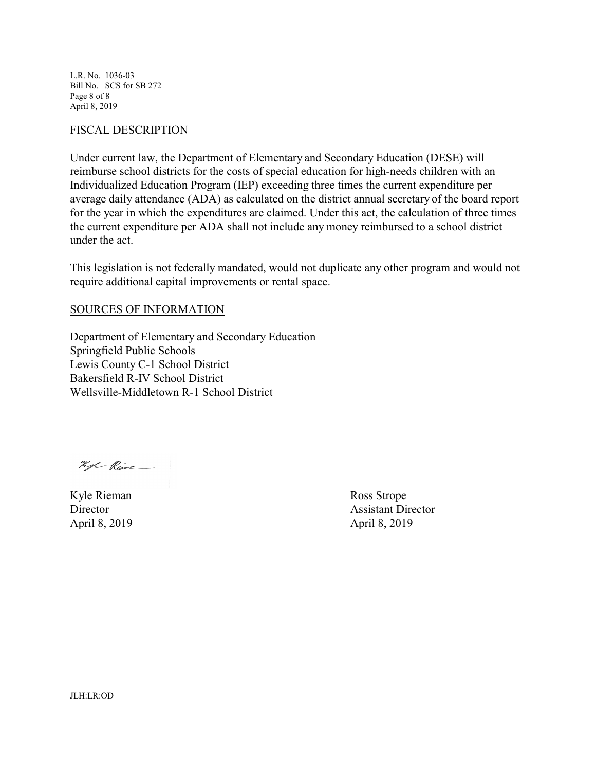## FISCAL DESCRIPTION

Under current law, the Department of Elementary and Secondary Education (DESE) will reimburse school districts for the costs of special education for high-needs children with an Individualized Education Program (IEP) exceeding three times the current expenditure per average daily attendance (ADA) as calculated on the district annual secretary of the board report for the year in which the expenditures are claimed. Under this act, the calculation of three times the current expenditure per ADA shall not include any money reimbursed to a school district under the act.

This legislation is not federally mandated, would not duplicate any other program and would not require additional capital improvements or rental space.

## SOURCES OF INFORMATION

Department of Elementary and Secondary Education
Springfield Public Schools
Lewis County C-1 School District
Bakersfield R-IV School District
Wellsville-Middletown R-1 School District

Kyle Rieman
Director
April 8, 2019

Ross Strope
Assistant Director
April 8, 2019

JLH:LR:OD